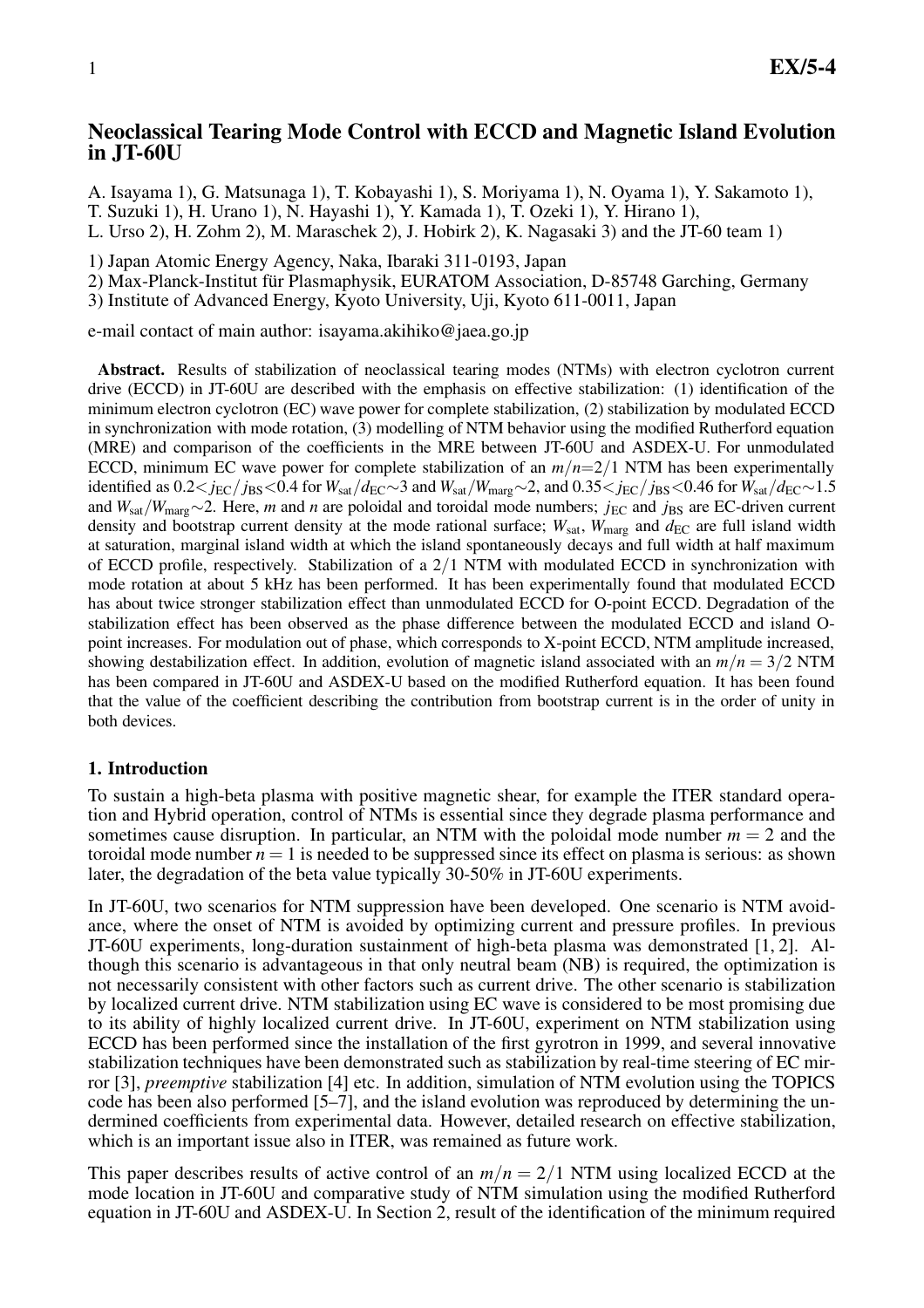# Neoclassical Tearing Mode Control with ECCD and Magnetic Island Evolution in JT-60U

A. Isayama 1), G. Matsunaga 1), T. Kobayashi 1), S. Moriyama 1), N. Oyama 1), Y. Sakamoto 1), T. Suzuki 1), H. Urano 1), N. Hayashi 1), Y. Kamada 1), T. Ozeki 1), Y. Hirano 1), L. Urso 2), H. Zohm 2), M. Maraschek 2), J. Hobirk 2), K. Nagasaki 3) and the JT-60 team 1)

1) Japan Atomic Energy Agency, Naka, Ibaraki 311-0193, Japan
2) Max-Planck-Institut für Plasmaphysik, EURATOM Association, D-85748 Garching, Germany
3) Institute of Advanced Energy, Kyoto University, Uji, Kyoto 611-0011, Japan

e-mail contact of main author: isayama.akihiko@jaea.go.jp

**Abstract.** Results of stabilization of neoclassical tearing modes (NTMs) with electron cyclotron current drive (ECCD) in JT-60U are described with the emphasis on effective stabilization: (1) identification of the minimum electron cyclotron (EC) wave power for complete stabilization, (2) stabilization by modulated ECCD in synchronization with mode rotation, (3) modelling of NTM behavior using the modified Rutherford equation (MRE) and comparison of the coefficients in the MRE between JT-60U and ASDEX-U. For unmodulated ECCD, minimum EC wave power for complete stabilization of an $m/n$=2/1 NTM has been experimentally identified as $0.2 < j_{EC}/j_{BS} < 0.4$ for $W_{sat}/d_{EC} \sim 3$ and $W_{sat}/W_{marg} \sim 2$, and $0.35 < j_{EC}/j_{BS} < 0.46$ for $W_{sat}/d_{EC} \sim 1.5$ and $W_{sat}/W_{marg} \sim 2$. Here, $m$ and $n$ are poloidal and toroidal mode numbers; $j_{EC}$ and $j_{BS}$ are EC-driven current density and bootstrap current density at the mode rational surface; $W_{sat}$, $W_{marg}$ and $d_{EC}$ are full island width at saturation, marginal island width at which the island spontaneously decays and full width at half maximum of ECCD profile, respectively. Stabilization of a 2/1 NTM with modulated ECCD in synchronization with mode rotation at about 5 kHz has been performed. It has been experimentally found that modulated ECCD has about twice stronger stabilization effect than unmodulated ECCD for O-point ECCD. Degradation of the stabilization effect has been observed as the phase difference between the modulated ECCD and island O-point increases. For modulation out of phase, which corresponds to X-point ECCD, NTM amplitude increased, showing destabilization effect. In addition, evolution of magnetic island associated with an $m/n = 3/2$ NTM has been compared in JT-60U and ASDEX-U based on the modified Rutherford equation. It has been found that the value of the coefficient describing the contribution from bootstrap current is in the order of unity in both devices.

## 1. Introduction

To sustain a high-beta plasma with positive magnetic shear, for example the ITER standard operation and Hybrid operation, control of NTMs is essential since they degrade plasma performance and sometimes cause disruption. In particular, an NTM with the poloidal mode number $m = 2$ and the toroidal mode number $n = 1$ is needed to be suppressed since its effect on plasma is serious: as shown later, the degradation of the beta value typically 30-50% in JT-60U experiments.

In JT-60U, two scenarios for NTM suppression have been developed. One scenario is NTM avoidance, where the onset of NTM is avoided by optimizing current and pressure profiles. In previous JT-60U experiments, long-duration sustainment of high-beta plasma was demonstrated [1, 2]. Although this scenario is advantageous in that only neutral beam (NB) is required, the optimization is not necessarily consistent with other factors such as current drive. The other scenario is stabilization by localized current drive. NTM stabilization using EC wave is considered to be most promising due to its ability of highly localized current drive. In JT-60U, experiment on NTM stabilization using ECCD has been performed since the installation of the first gyrotron in 1999, and several innovative stabilization techniques have been demonstrated such as stabilization by real-time steering of EC mirror [3], *preemptive* stabilization [4] etc. In addition, simulation of NTM evolution using the TOPICS code has been also performed [5–7], and the island evolution was reproduced by determining the undermined coefficients from experimental data. However, detailed research on effective stabilization, which is an important issue also in ITER, was remained as future work.

This paper describes results of active control of an $m/n = 2/1$ NTM using localized ECCD at the mode location in JT-60U and comparative study of NTM simulation using the modified Rutherford equation in JT-60U and ASDEX-U. In Section 2, result of the identification of the minimum required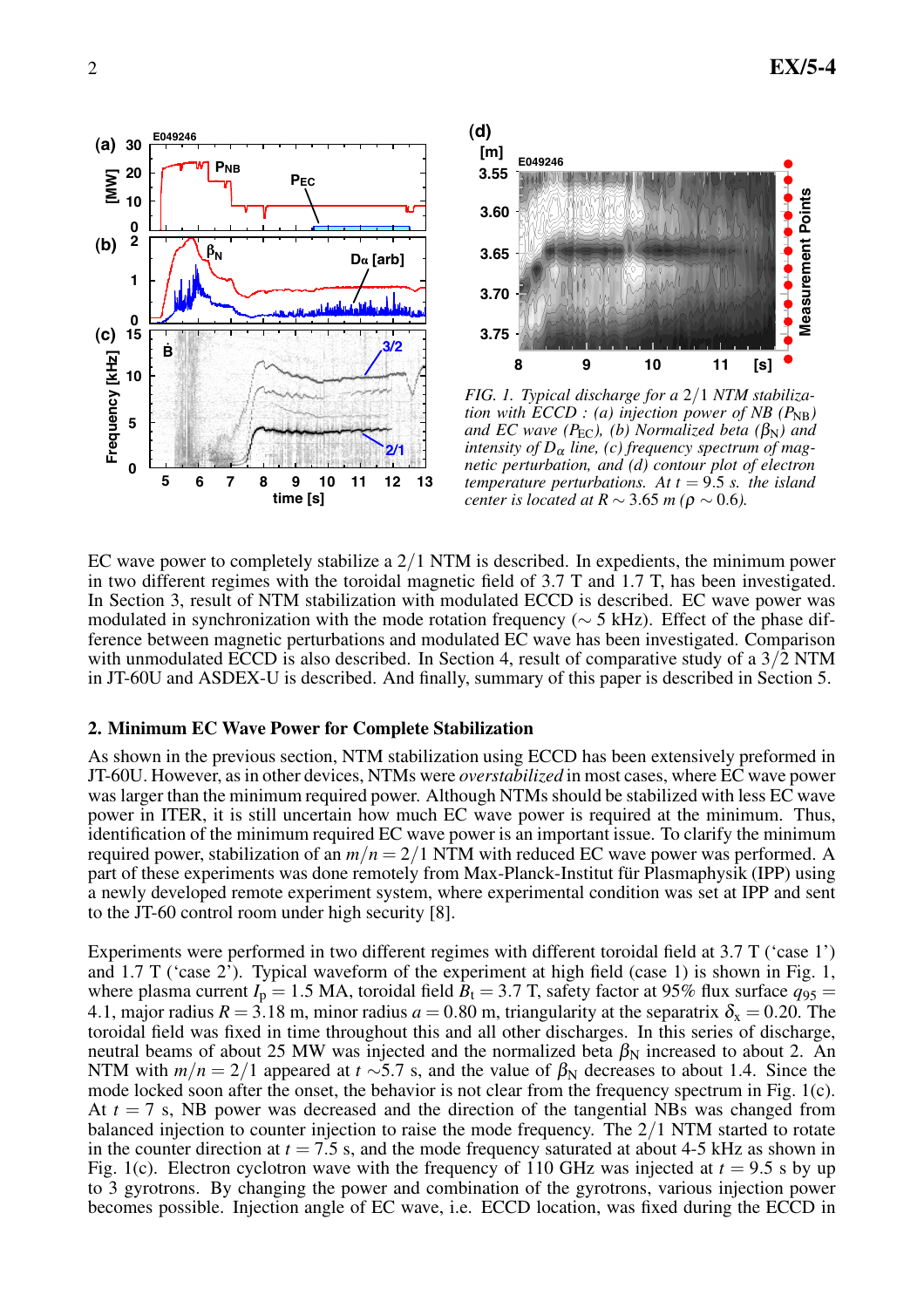(a) 30 E049246
20 $P_{NB}$
[MW] 10 $P_{EC}$
0
(b) 2 $\beta_N$ Dα [arb]
1
0
(c) 15 Ḃ 3/2
10
Frequency [kHz]
5 2/1
0
5 6 7 8 9 10 11 12 13
time [s]

(d)
[m] E049246
3.55
3.60
3.65
3.70
3.75
8 9 10 11 [s]
Measurement Points

*FIG. 1. Typical discharge for a 2/1 NTM stabilization with ECCD : (a) injection power of NB ($P_{NB}$) and EC wave ($P_{EC}$), (b) Normalized beta ($\beta_N$) and intensity of $D_\alpha$ line, (c) frequency spectrum of magnetic perturbation, and (d) contour plot of electron temperature perturbations. At $t = 9.5$ s. the island center is located at $R \sim 3.65$ m ($\rho \sim 0.6$).*

EC wave power to completely stabilize a 2/1 NTM is described. In expedients, the minimum power in two different regimes with the toroidal magnetic field of 3.7 T and 1.7 T, has been investigated. In Section 3, result of NTM stabilization with modulated ECCD is described. EC wave power was modulated in synchronization with the mode rotation frequency ($\sim$ 5 kHz). Effect of the phase difference between magnetic perturbations and modulated EC wave has been investigated. Comparison with unmodulated ECCD is also described. In Section 4, result of comparative study of a 3/2 NTM in JT-60U and ASDEX-U is described. And finally, summary of this paper is described in Section 5.

## 2. Minimum EC Wave Power for Complete Stabilization

As shown in the previous section, NTM stabilization using ECCD has been extensively preformed in JT-60U. However, as in other devices, NTMs were *overstabilized* in most cases, where EC wave power was larger than the minimum required power. Although NTMs should be stabilized with less EC wave power in ITER, it is still uncertain how much EC wave power is required at the minimum. Thus, identification of the minimum required EC wave power is an important issue. To clarify the minimum required power, stabilization of an $m/n = 2/1$ NTM with reduced EC wave power was performed. A part of these experiments was done remotely from Max-Planck-Institut für Plasmaphysik (IPP) using a newly developed remote experiment system, where experimental condition was set at IPP and sent to the JT-60 control room under high security [8].

Experiments were performed in two different regimes with different toroidal field at 3.7 T ('case 1') and 1.7 T ('case 2'). Typical waveform of the experiment at high field (case 1) is shown in Fig. 1, where plasma current $I_p = 1.5$ MA, toroidal field $B_t = 3.7$ T, safety factor at 95% flux surface $q_{95} = 4.1$, major radius $R = 3.18$ m, minor radius $a = 0.80$ m, triangularity at the separatrix $\delta_x = 0.20$. The toroidal field was fixed in time throughout this and all other discharges. In this series of discharge, neutral beams of about 25 MW was injected and the normalized beta $\beta_N$ increased to about 2. An NTM with $m/n = 2/1$ appeared at $t \sim 5.7$ s, and the value of $\beta_N$ decreases to about 1.4. Since the mode locked soon after the onset, the behavior is not clear from the frequency spectrum in Fig. 1(c). At $t = 7$ s, NB power was decreased and the direction of the tangential NBs was changed from balanced injection to counter injection to raise the mode frequency. The 2/1 NTM started to rotate in the counter direction at $t = 7.5$ s, and the mode frequency saturated at about 4-5 kHz as shown in Fig. 1(c). Electron cyclotron wave with the frequency of 110 GHz was injected at $t = 9.5$ s by up to 3 gyrotrons. By changing the power and combination of the gyrotrons, various injection power becomes possible. Injection angle of EC wave, i.e. ECCD location, was fixed during the ECCD in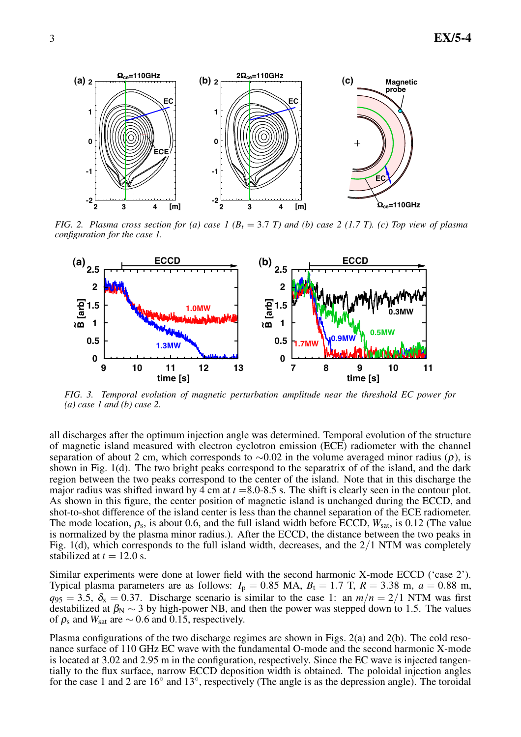(a) $\Omega_{ce}$=110GHz

EC

ECE

(b) $2\Omega_{ce}$=110GHz

EC

(c) Magnetic probe

EC

$\Omega_{ce}$=110GHz

*FIG. 2. Plasma cross section for (a) case 1 ($B_t$ = 3.7 T) and (b) case 2 (1.7 T). (c) Top view of plasma configuration for the case 1.*

(a) ECCD

$\tilde{B}$ [arb]

1.0MW

1.3MW

time [s]

(b) ECCD

$\tilde{B}$ [arb]

0.3MW

0.5MW

0.9MW

1.7MW

time [s]

*FIG. 3. Temporal evolution of magnetic perturbation amplitude near the threshold EC power for (a) case 1 and (b) case 2.*

all discharges after the optimum injection angle was determined. Temporal evolution of the structure of magnetic island measured with electron cyclotron emission (ECE) radiometer with the channel separation of about 2 cm, which corresponds to ~0.02 in the volume averaged minor radius ($\rho$), is shown in Fig. 1(d). The two bright peaks correspond to the separatrix of of the island, and the dark region between the two peaks correspond to the center of the island. Note that in this discharge the major radius was shifted inward by 4 cm at $t$ =8.0-8.5 s. The shift is clearly seen in the contour plot. As shown in this figure, the center position of magnetic island is unchanged during the ECCD, and shot-to-shot difference of the island center is less than the channel separation of the ECE radiometer. The mode location, $\rho_s$, is about 0.6, and the full island width before ECCD, $W_{sat}$, is 0.12 (The value is normalized by the plasma minor radius.). After the ECCD, the distance between the two peaks in Fig. 1(d), which corresponds to the full island width, decreases, and the 2/1 NTM was completely stabilized at $t$ = 12.0 s.

Similar experiments were done at lower field with the second harmonic X-mode ECCD ('case 2'). Typical plasma parameters are as follows: $I_p$ = 0.85 MA, $B_t$ = 1.7 T, $R$ = 3.38 m, $a$ = 0.88 m, $q_{95}$ = 3.5, $\delta_x$ = 0.37. Discharge scenario is similar to the case 1: an $m/n$ = 2/1 NTM was first destabilized at $\beta_N \sim 3$ by high-power NB, and then the power was stepped down to 1.5. The values of $\rho_s$ and $W_{sat}$ are ~ 0.6 and 0.15, respectively.

Plasma configurations of the two discharge regimes are shown in Figs. 2(a) and 2(b). The cold resonance surface of 110 GHz EC wave with the fundamental O-mode and the second harmonic X-mode is located at 3.02 and 2.95 m in the configuration, respectively. Since the EC wave is injected tangentially to the flux surface, narrow ECCD deposition width is obtained. The poloidal injection angles for the case 1 and 2 are 16° and 13°, respectively (The angle is as the depression angle). The toroidal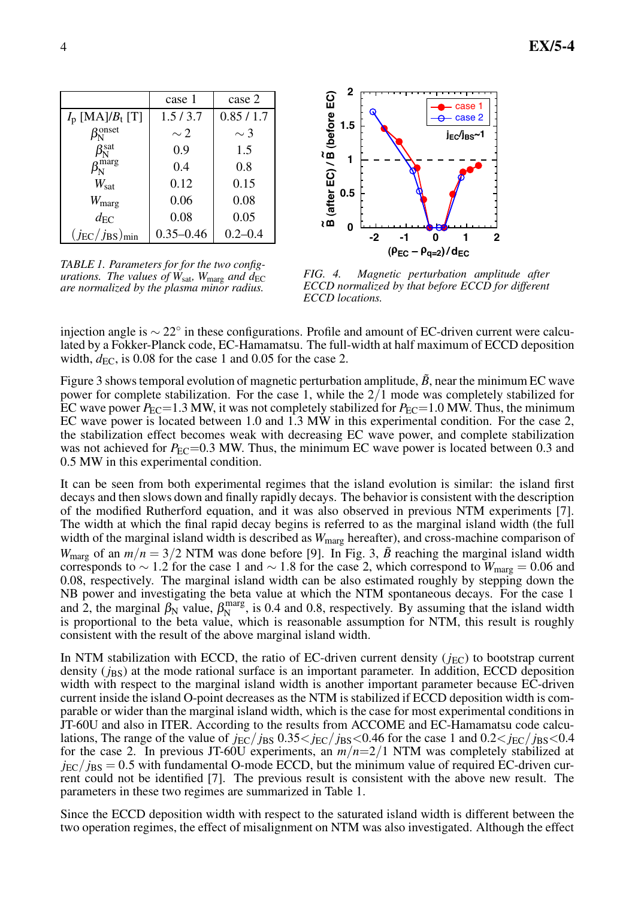| | case 1 | case 2 |
|---|---|---|
| $I_p$ [MA]/$B_t$ [T] | 1.5 / 3.7 | 0.85 / 1.7 |
| $\beta_N^{onset}$ | $\sim 2$ | $\sim 3$ |
| $\beta_N^{sat}$ | 0.9 | 1.5 |
| $\beta_N^{marg}$ | 0.4 | 0.8 |
| $W_{sat}$ | 0.12 | 0.15 |
| $W_{marg}$ | 0.06 | 0.08 |
| $d_{EC}$ | 0.08 | 0.05 |
| $(j_{EC}/j_{BS})_{min}$ | 0.35–0.46 | 0.2–0.4 |

*TABLE 1. Parameters for for the two configurations. The values of $W_{sat}$, $W_{marg}$ and $d_{EC}$ are normalized by the plasma minor radius.*

$\tilde{B}$ (after EC) / $\tilde{B}$ (before EC)

2
1.5
1
0.5
0

case 1
case 2

$j_{EC}/j_{BS}$~1

-2 -1 0 1 2

$(\rho_{EC} - \rho_{q=2})/d_{EC}$

*FIG. 4. Magnetic perturbation amplitude after ECCD normalized by that before ECCD for different ECCD locations.*

injection angle is $\sim 22^\circ$ in these configurations. Profile and amount of EC-driven current were calculated by a Fokker-Planck code, EC-Hamamatsu. The full-width at half maximum of ECCD deposition width, $d_{EC}$, is 0.08 for the case 1 and 0.05 for the case 2.

Figure 3 shows temporal evolution of magnetic perturbation amplitude, $\tilde{B}$, near the minimum EC wave power for complete stabilization. For the case 1, while the 2/1 mode was completely stabilized for EC wave power $P_{EC}$=1.3 MW, it was not completely stabilized for $P_{EC}$=1.0 MW. Thus, the minimum EC wave power is located between 1.0 and 1.3 MW in this experimental condition. For the case 2, the stabilization effect becomes weak with decreasing EC wave power, and complete stabilization was not achieved for $P_{EC}$=0.3 MW. Thus, the minimum EC wave power is located between 0.3 and 0.5 MW in this experimental condition.

It can be seen from both experimental regimes that the island evolution is similar: the island first decays and then slows down and finally rapidly decays. The behavior is consistent with the description of the modified Rutherford equation, and it was also observed in previous NTM experiments [7]. The width at which the final rapid decay begins is referred to as the marginal island width (the full width of the marginal island width is described as $W_{marg}$ hereafter), and cross-machine comparison of $W_{marg}$ of an $m/n = 3/2$ NTM was done before [9]. In Fig. 3, $\tilde{B}$ reaching the marginal island width corresponds to $\sim 1.2$ for the case 1 and $\sim 1.8$ for the case 2, which correspond to $W_{marg} = 0.06$ and 0.08, respectively. The marginal island width can be also estimated roughly by stepping down the NB power and investigating the beta value at which the NTM spontaneous decays. For the case 1 and 2, the marginal $\beta_N$ value, $\beta_N^{marg}$, is 0.4 and 0.8, respectively. By assuming that the island width is proportional to the beta value, which is reasonable assumption for NTM, this result is roughly consistent with the result of the above marginal island width.

In NTM stabilization with ECCD, the ratio of EC-driven current density ($j_{EC}$) to bootstrap current density ($j_{BS}$) at the mode rational surface is an important parameter. In addition, ECCD deposition width with respect to the marginal island width is another important parameter because EC-driven current inside the island O-point decreases as the NTM is stabilized if ECCD deposition width is comparable or wider than the marginal island width, which is the case for most experimental conditions in JT-60U and also in ITER. According to the results from ACCOME and EC-Hamamatsu code calculations, The range of the value of $j_{EC}/j_{BS}$ $0.35 < j_{EC}/j_{BS} < 0.46$ for the case 1 and $0.2 < j_{EC}/j_{BS} < 0.4$ for the case 2. In previous JT-60U experiments, an $m/n$=2/1 NTM was completely stabilized at $j_{EC}/j_{BS} = 0.5$ with fundamental O-mode ECCD, but the minimum value of required EC-driven current could not be identified [7]. The previous result is consistent with the above new result. The parameters in these two regimes are summarized in Table 1.

Since the ECCD deposition width with respect to the saturated island width is different between the two operation regimes, the effect of misalignment on NTM was also investigated. Although the effect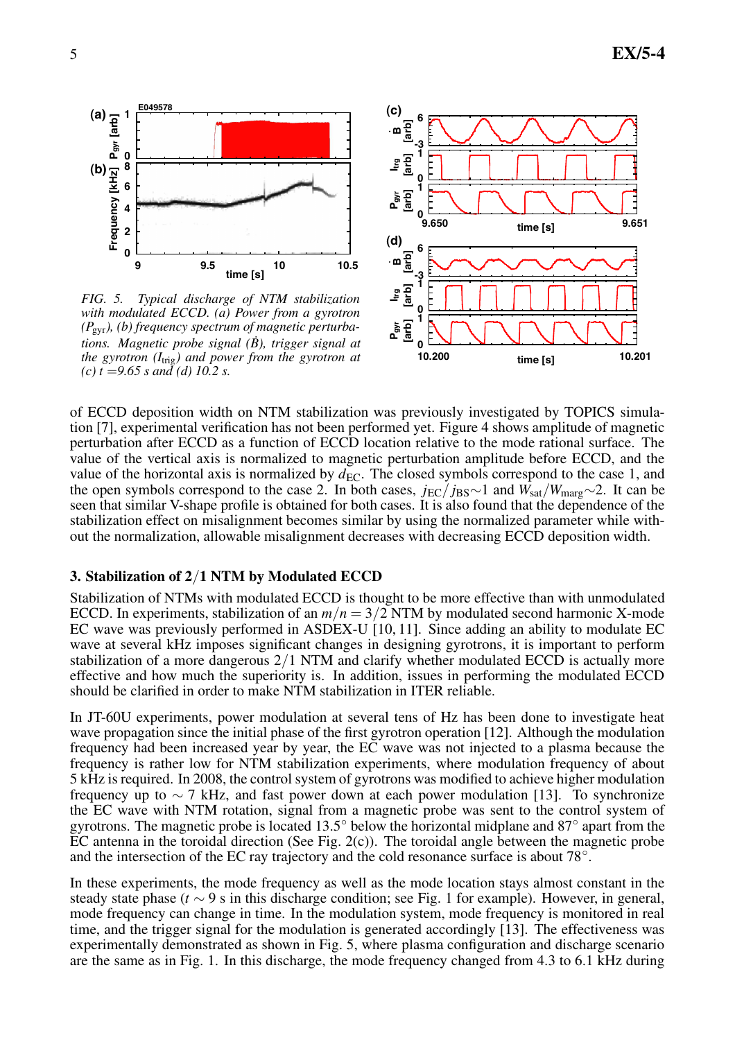(a) E049578
$P_{gyr}$ [arb]
1
0

(b)
Frequency [kHz]
8
6
4
2
0
9
9.5
10
10.5
time [s]

(c)
$\dot{B}$ [arb]
6
-3
$I_{trg}$ [arb]
1
0
$P_{gyr}$ [arb]
1
0
9.650
time [s]
9.651

(d)
$\dot{B}$ [arb]
6
-3
$I_{trg}$ [arb]
1
0
$P_{gyr}$ [arb]
1
0
10.200
time [s]
10.201

*FIG. 5. Typical discharge of NTM stabilization with modulated ECCD. (a) Power from a gyrotron ($P_{gyr}$), (b) frequency spectrum of magnetic perturbations. Magnetic probe signal ($\dot{B}$), trigger signal at the gyrotron ($I_{trig}$) and power from the gyrotron at (c) $t$ =9.65 s and (d) 10.2 s.*

of ECCD deposition width on NTM stabilization was previously investigated by TOPICS simulation [7], experimental verification has not been performed yet. Figure 4 shows amplitude of magnetic perturbation after ECCD as a function of ECCD location relative to the mode rational surface. The value of the vertical axis is normalized to magnetic perturbation amplitude before ECCD, and the value of the horizontal axis is normalized by $d_{EC}$. The closed symbols correspond to the case 1, and the open symbols correspond to the case 2. In both cases, $j_{EC}/j_{BS}{\sim}1$ and $W_{sat}/W_{marg}{\sim}2$. It can be seen that similar V-shape profile is obtained for both cases. It is also found that the dependence of the stabilization effect on misalignment becomes similar by using the normalized parameter while without the normalization, allowable misalignment decreases with decreasing ECCD deposition width.

### 3. Stabilization of 2/1 NTM by Modulated ECCD

Stabilization of NTMs with modulated ECCD is thought to be more effective than with unmodulated ECCD. In experiments, stabilization of an $m/n = 3/2$ NTM by modulated second harmonic X-mode EC wave was previously performed in ASDEX-U [10, 11]. Since adding an ability to modulate EC wave at several kHz imposes significant changes in designing gyrotrons, it is important to perform stabilization of a more dangerous 2/1 NTM and clarify whether modulated ECCD is actually more effective and how much the superiority is. In addition, issues in performing the modulated ECCD should be clarified in order to make NTM stabilization in ITER reliable.

In JT-60U experiments, power modulation at several tens of Hz has been done to investigate heat wave propagation since the initial phase of the first gyrotron operation [12]. Although the modulation frequency had been increased year by year, the EC wave was not injected to a plasma because the frequency is rather low for NTM stabilization experiments, where modulation frequency of about 5 kHz is required. In 2008, the control system of gyrotrons was modified to achieve higher modulation frequency up to $\sim$ 7 kHz, and fast power down at each power modulation [13]. To synchronize the EC wave with NTM rotation, signal from a magnetic probe was sent to the control system of gyrotrons. The magnetic probe is located 13.5° below the horizontal midplane and 87° apart from the EC antenna in the toroidal direction (See Fig. 2(c)). The toroidal angle between the magnetic probe and the intersection of the EC ray trajectory and the cold resonance surface is about 78°.

In these experiments, the mode frequency as well as the mode location stays almost constant in the steady state phase ($t \sim 9$ s in this discharge condition; see Fig. 1 for example). However, in general, mode frequency can change in time. In the modulation system, mode frequency is monitored in real time, and the trigger signal for the modulation is generated accordingly [13]. The effectiveness was experimentally demonstrated as shown in Fig. 5, where plasma configuration and discharge scenario are the same as in Fig. 1. In this discharge, the mode frequency changed from 4.3 to 6.1 kHz during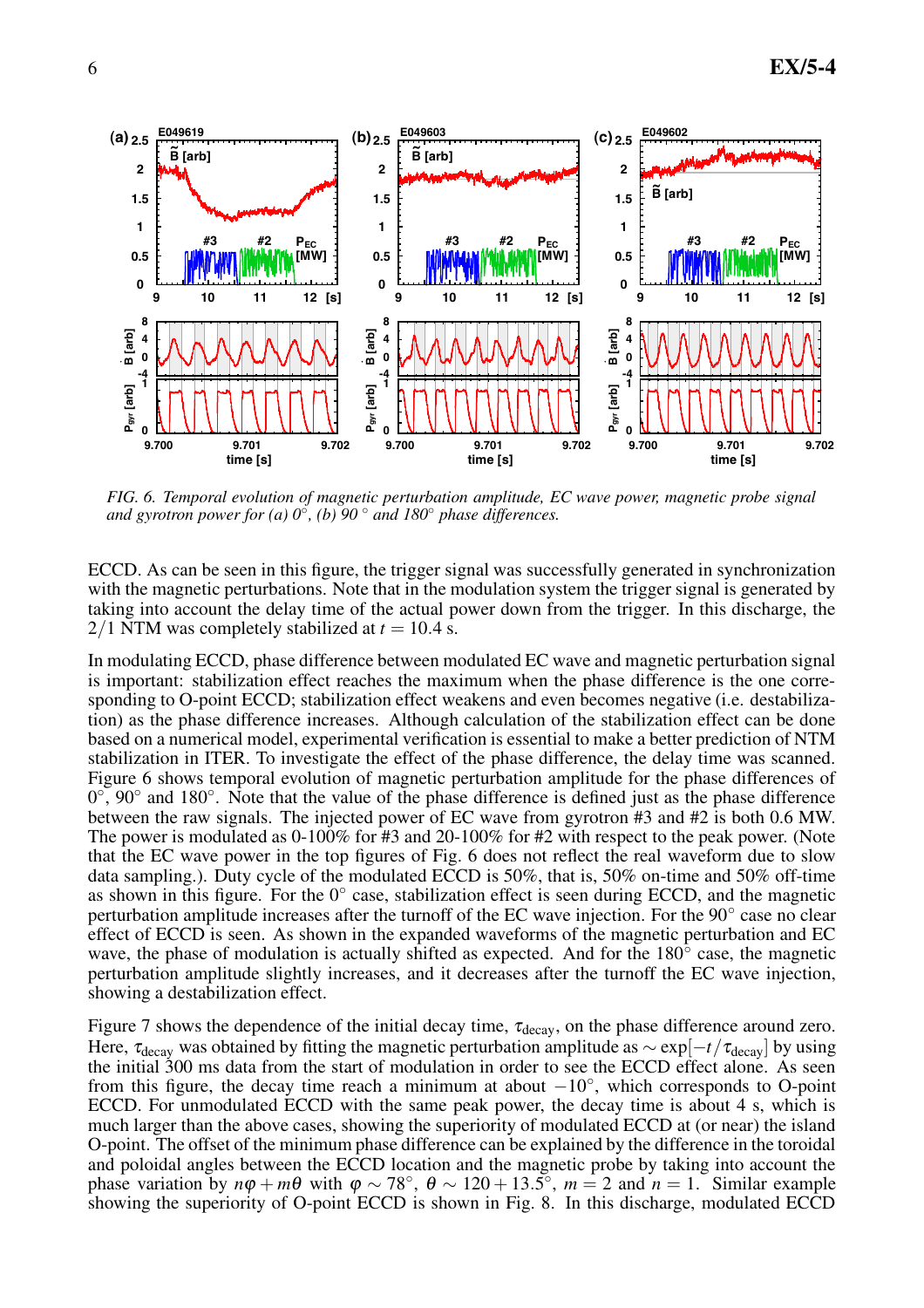(a) E049619

B̃ [arb]

#3 #2 $P_{EC}$ [MW]

Ḃ [arb]

$P_{gyr}$ [arb]

time [s]

(b) E049603

B̃ [arb]

#3 #2 $P_{EC}$ [MW]

Ḃ [arb]

$P_{gyr}$ [arb]

time [s]

(c) E049602

B̃ [arb]

#3 #2 $P_{EC}$ [MW]

Ḃ [arb]

$P_{gyr}$ [arb]

time [s]

*FIG. 6. Temporal evolution of magnetic perturbation amplitude, EC wave power, magnetic probe signal and gyrotron power for (a) 0°, (b) 90 ° and 180° phase differences.*

ECCD. As can be seen in this figure, the trigger signal was successfully generated in synchronization with the magnetic perturbations. Note that in the modulation system the trigger signal is generated by taking into account the delay time of the actual power down from the trigger. In this discharge, the $2/1$ NTM was completely stabilized at $t = 10.4$ s.

In modulating ECCD, phase difference between modulated EC wave and magnetic perturbation signal is important: stabilization effect reaches the maximum when the phase difference is the one corresponding to O-point ECCD; stabilization effect weakens and even becomes negative (i.e. destabilization) as the phase difference increases. Although calculation of the stabilization effect can be done based on a numerical model, experimental verification is essential to make a better prediction of NTM stabilization in ITER. To investigate the effect of the phase difference, the delay time was scanned. Figure 6 shows temporal evolution of magnetic perturbation amplitude for the phase differences of 0°, 90° and 180°. Note that the value of the phase difference is defined just as the phase difference between the raw signals. The injected power of EC wave from gyrotron #3 and #2 is both 0.6 MW. The power is modulated as 0-100% for #3 and 20-100% for #2 with respect to the peak power. (Note that the EC wave power in the top figures of Fig. 6 does not reflect the real waveform due to slow data sampling.). Duty cycle of the modulated ECCD is 50%, that is, 50% on-time and 50% off-time as shown in this figure. For the 0° case, stabilization effect is seen during ECCD, and the magnetic perturbation amplitude increases after the turnoff of the EC wave injection. For the 90° case no clear effect of ECCD is seen. As shown in the expanded waveforms of the magnetic perturbation and EC wave, the phase of modulation is actually shifted as expected. And for the 180° case, the magnetic perturbation amplitude slightly increases, and it decreases after the turnoff the EC wave injection, showing a destabilization effect.

Figure 7 shows the dependence of the initial decay time, $\tau_{\rm decay}$, on the phase difference around zero. Here, $\tau_{\rm decay}$ was obtained by fitting the magnetic perturbation amplitude as $\sim \exp[-t/\tau_{\rm decay}]$ by using the initial 300 ms data from the start of modulation in order to see the ECCD effect alone. As seen from this figure, the decay time reach a minimum at about $-10°$, which corresponds to O-point ECCD. For unmodulated ECCD with the same peak power, the decay time is about 4 s, which is much larger than the above cases, showing the superiority of modulated ECCD at (or near) the island O-point. The offset of the minimum phase difference can be explained by the difference in the toroidal and poloidal angles between the ECCD location and the magnetic probe by taking into account the phase variation by $n\varphi + m\theta$ with $\varphi \sim 78°$, $\theta \sim 120 + 13.5°$, $m = 2$ and $n = 1$. Similar example showing the superiority of O-point ECCD is shown in Fig. 8. In this discharge, modulated ECCD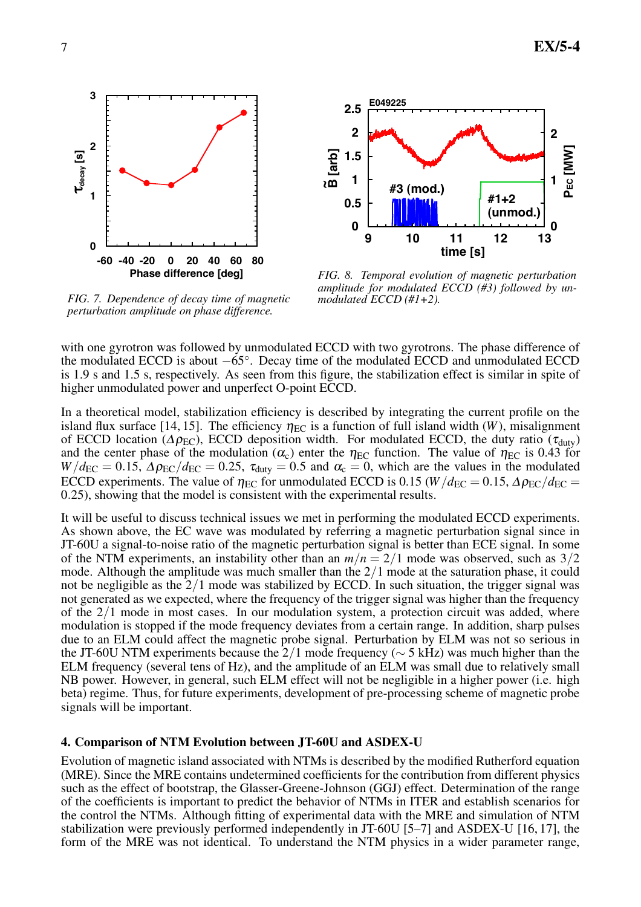3

2

$\tau_{decay}$ [s]

1

0

-60 -40 -20 0 20 40 60 80

Phase difference [deg]

*FIG. 7. Dependence of decay time of magnetic perturbation amplitude on phase difference.*

E049225

2.5

2

1.5

1

0.5

0

$\tilde{B}$ [arb]

#3 (mod.)

#1+2 (unmod.)

$P_{EC}$ [MW]

9 10 11 12 13

time [s]

*FIG. 8. Temporal evolution of magnetic perturbation amplitude for modulated ECCD (#3) followed by unmodulated ECCD (#1+2).*

with one gyrotron was followed by unmodulated ECCD with two gyrotrons. The phase difference of the modulated ECCD is about $-65^\circ$. Decay time of the modulated ECCD and unmodulated ECCD is 1.9 s and 1.5 s, respectively. As seen from this figure, the stabilization effect is similar in spite of higher unmodulated power and unperfect O-point ECCD.

In a theoretical model, stabilization efficiency is described by integrating the current profile on the island flux surface [14, 15]. The efficiency $\eta_{EC}$ is a function of full island width ($W$), misalignment of ECCD location ($\Delta\rho_{EC}$), ECCD deposition width. For modulated ECCD, the duty ratio ($\tau_{duty}$) and the center phase of the modulation ($\alpha_c$) enter the $\eta_{EC}$ function. The value of $\eta_{EC}$ is 0.43 for $W/d_{EC} = 0.15$, $\Delta\rho_{EC}/d_{EC} = 0.25$, $\tau_{duty} = 0.5$ and $\alpha_c = 0$, which are the values in the modulated ECCD experiments. The value of $\eta_{EC}$ for unmodulated ECCD is 0.15 ($W/d_{EC} = 0.15$, $\Delta\rho_{EC}/d_{EC} = 0.25$), showing that the model is consistent with the experimental results.

It will be useful to discuss technical issues we met in performing the modulated ECCD experiments. As shown above, the EC wave was modulated by referring a magnetic perturbation signal since in JT-60U a signal-to-noise ratio of the magnetic perturbation signal is better than ECE signal. In some of the NTM experiments, an instability other than an $m/n = 2/1$ mode was observed, such as $3/2$ mode. Although the amplitude was much smaller than the $2/1$ mode at the saturation phase, it could not be negligible as the $2/1$ mode was stabilized by ECCD. In such situation, the trigger signal was not generated as we expected, where the frequency of the trigger signal was higher than the frequency of the $2/1$ mode in most cases. In our modulation system, a protection circuit was added, where modulation is stopped if the mode frequency deviates from a certain range. In addition, sharp pulses due to an ELM could affect the magnetic probe signal. Perturbation by ELM was not so serious in the JT-60U NTM experiments because the $2/1$ mode frequency ($\sim 5$ kHz) was much higher than the ELM frequency (several tens of Hz), and the amplitude of an ELM was small due to relatively small NB power. However, in general, such ELM effect will not be negligible in a higher power (i.e. high beta) regime. Thus, for future experiments, development of pre-processing scheme of magnetic probe signals will be important.

## 4. Comparison of NTM Evolution between JT-60U and ASDEX-U

Evolution of magnetic island associated with NTMs is described by the modified Rutherford equation (MRE). Since the MRE contains undetermined coefficients for the contribution from different physics such as the effect of bootstrap, the Glasser-Greene-Johnson (GGJ) effect. Determination of the range of the coefficients is important to predict the behavior of NTMs in ITER and establish scenarios for the control the NTMs. Although fitting of experimental data with the MRE and simulation of NTM stabilization were previously performed independently in JT-60U [5–7] and ASDEX-U [16, 17], the form of the MRE was not identical. To understand the NTM physics in a wider parameter range,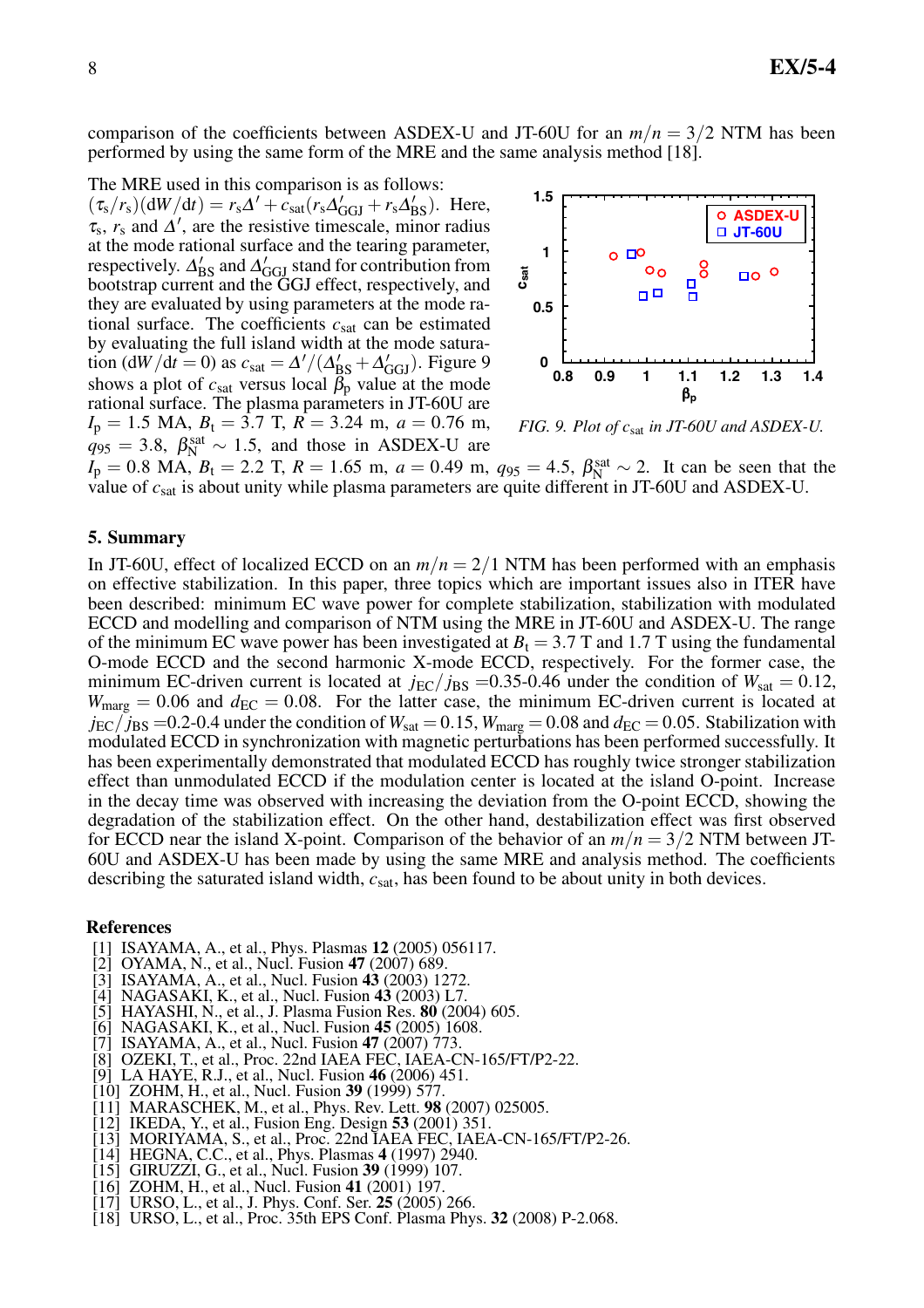comparison of the coefficients between ASDEX-U and JT-60U for an $m/n = 3/2$ NTM has been performed by using the same form of the MRE and the same analysis method [18].

The MRE used in this comparison is as follows: $(\tau_s/r_s)(dW/dt) = r_s\Delta' + c_{sat}(r_s\Delta'_{GGJ} + r_s\Delta'_{BS})$. Here, $\tau_s$, $r_s$ and $\Delta'$, are the resistive timescale, minor radius at the mode rational surface and the tearing parameter, respectively. $\Delta'_{BS}$ and $\Delta'_{GGJ}$ stand for contribution from bootstrap current and the GGJ effect, respectively, and they are evaluated by using parameters at the mode rational surface. The coefficients $c_{sat}$ can be estimated by evaluating the full island width at the mode saturation ($dW/dt = 0$) as $c_{sat} = \Delta'/(\Delta'_{BS} + \Delta'_{GGJ})$. Figure 9 shows a plot of $c_{sat}$ versus local $\beta_p$ value at the mode rational surface. The plasma parameters in JT-60U are $I_p = 1.5$ MA, $B_t = 3.7$ T, $R = 3.24$ m, $a = 0.76$ m, $q_{95} = 3.8$, $\beta_N^{sat} \sim 1.5$, and those in ASDEX-U are $I_p = 0.8$ MA, $B_t = 2.2$ T, $R = 1.65$ m, $a = 0.49$ m, $q_{95} = 4.5$, $\beta_N^{sat} \sim 2$. It can be seen that the value of $c_{sat}$ is about unity while plasma parameters are quite different in JT-60U and ASDEX-U.

1.5
1
0.5
0
$c_{sat}$
0.8 0.9 1 1.1 1.2 1.3 1.4
$\beta_p$
ASDEX-U
JT-60U

*FIG. 9. Plot of $c_{sat}$ in JT-60U and ASDEX-U.*

## 5. Summary

In JT-60U, effect of localized ECCD on an $m/n = 2/1$ NTM has been performed with an emphasis on effective stabilization. In this paper, three topics which are important issues also in ITER have been described: minimum EC wave power for complete stabilization, stabilization with modulated ECCD and modelling and comparison of NTM using the MRE in JT-60U and ASDEX-U. The range of the minimum EC wave power has been investigated at $B_t = 3.7$ T and 1.7 T using the fundamental O-mode ECCD and the second harmonic X-mode ECCD, respectively. For the former case, the minimum EC-driven current is located at $j_{EC}/j_{BS}$ =0.35-0.46 under the condition of $W_{sat} = 0.12$, $W_{marg} = 0.06$ and $d_{EC} = 0.08$. For the latter case, the minimum EC-driven current is located at $j_{EC}/j_{BS}$ =0.2-0.4 under the condition of $W_{sat} = 0.15$, $W_{marg} = 0.08$ and $d_{EC} = 0.05$. Stabilization with modulated ECCD in synchronization with magnetic perturbations has been performed successfully. It has been experimentally demonstrated that modulated ECCD has roughly twice stronger stabilization effect than unmodulated ECCD if the modulation center is located at the island O-point. Increase in the decay time was observed with increasing the deviation from the O-point ECCD, showing the degradation of the stabilization effect. On the other hand, destabilization effect was first observed for ECCD near the island X-point. Comparison of the behavior of an $m/n = 3/2$ NTM between JT-60U and ASDEX-U has been made by using the same MRE and analysis method. The coefficients describing the saturated island width, $c_{sat}$, has been found to be about unity in both devices.

## References

[1] ISAYAMA, A., et al., Phys. Plasmas **12** (2005) 056117.
[2] OYAMA, N., et al., Nucl. Fusion **47** (2007) 689.
[3] ISAYAMA, A., et al., Nucl. Fusion **43** (2003) 1272.
[4] NAGASAKI, K., et al., Nucl. Fusion **43** (2003) L7.
[5] HAYASHI, N., et al., J. Plasma Fusion Res. **80** (2004) 605.
[6] NAGASAKI, K., et al., Nucl. Fusion **45** (2005) 1608.
[7] ISAYAMA, A., et al., Nucl. Fusion **47** (2007) 773.
[8] OZEKI, T., et al., Proc. 22nd IAEA FEC, IAEA-CN-165/FT/P2-22.
[9] LA HAYE, R.J., et al., Nucl. Fusion **46** (2006) 451.
[10] ZOHM, H., et al., Nucl. Fusion **39** (1999) 577.
[11] MARASCHEK, M., et al., Phys. Rev. Lett. **98** (2007) 025005.
[12] IKEDA, Y., et al., Fusion Eng. Design **53** (2001) 351.
[13] MORIYAMA, S., et al., Proc. 22nd IAEA FEC, IAEA-CN-165/FT/P2-26.
[14] HEGNA, C.C., et al., Phys. Plasmas **4** (1997) 2940.
[15] GIRUZZI, G., et al., Nucl. Fusion **39** (1999) 107.
[16] ZOHM, H., et al., Nucl. Fusion **41** (2001) 197.
[17] URSO, L., et al., J. Phys. Conf. Ser. **25** (2005) 266.
[18] URSO, L., et al., Proc. 35th EPS Conf. Plasma Phys. **32** (2008) P-2.068.